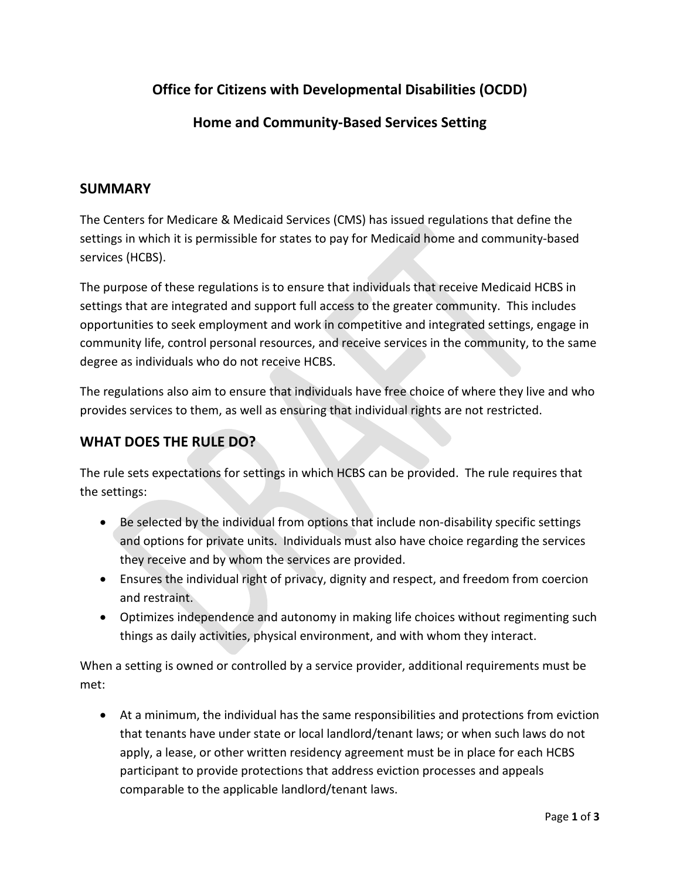# Office for Citizens with Developmental Disabilities (OCDD)

## Home and Community-Based Services Setting

## SUMMARY

The Centers for Medicare & Medicaid Services (CMS) has issued regulations that define the settings in which it is permissible for states to pay for Medicaid home and community-based services (HCBS).

The purpose of these regulations is to ensure that individuals that receive Medicaid HCBS in settings that are integrated and support full access to the greater community. This includes opportunities to seek employment and work in competitive and integrated settings, engage in community life, control personal resources, and receive services in the community, to the same degree as individuals who do not receive HCBS.

The regulations also aim to ensure that individuals have free choice of where they live and who provides services to them, as well as ensuring that individual rights are not restricted.

## WHAT DOES THE RULE DO?

The rule sets expectations for settings in which HCBS can be provided. The rule requires that the settings:

- Be selected by the individual from options that include non-disability specific settings and options for private units. Individuals must also have choice regarding the services they receive and by whom the services are provided.
- Ensures the individual right of privacy, dignity and respect, and freedom from coercion and restraint.
- Optimizes independence and autonomy in making life choices without regimenting such things as daily activities, physical environment, and with whom they interact.

When a setting is owned or controlled by a service provider, additional requirements must be met:

- At a minimum, the individual has the same responsibilities and protections from eviction that tenants have under state or local landlord/tenant laws; or when such laws do not apply, a lease, or other written residency agreement must be in place for each HCBS participant to provide protections that address eviction processes and appeals comparable to the applicable landlord/tenant laws.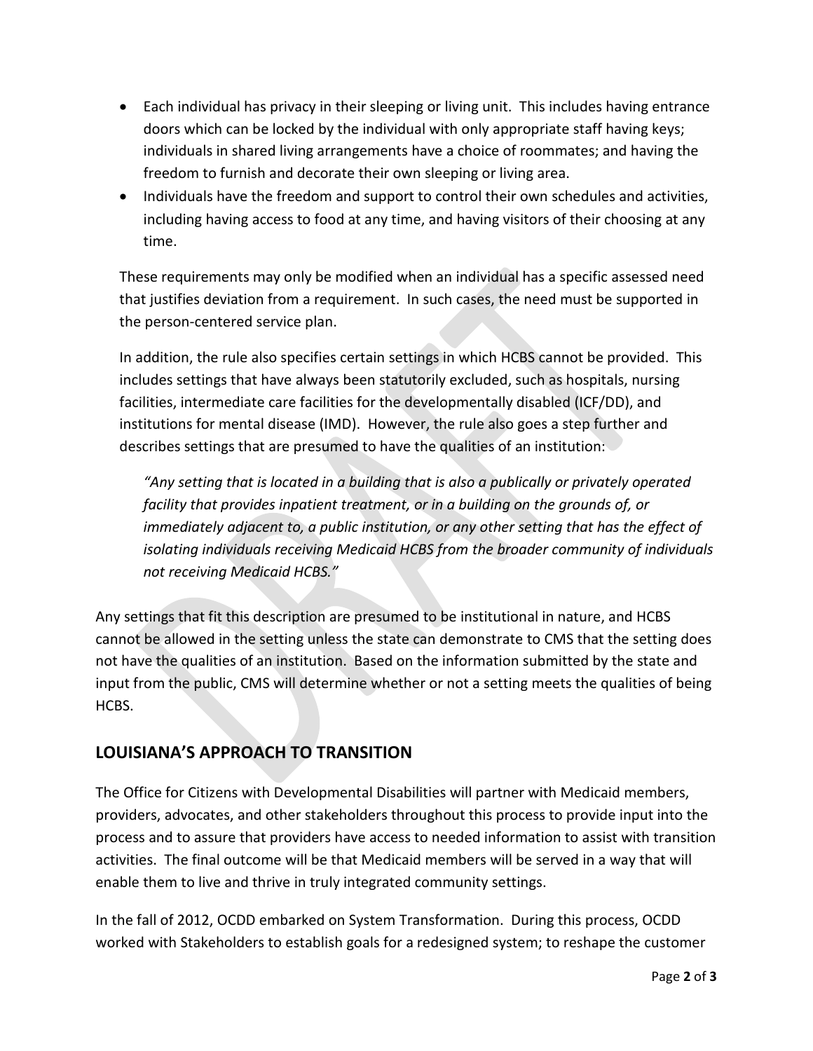- Each individual has privacy in their sleeping or living unit. This includes having entrance doors which can be locked by the individual with only appropriate staff having keys; individuals in shared living arrangements have a choice of roommates; and having the freedom to furnish and decorate their own sleeping or living area.
- Individuals have the freedom and support to control their own schedules and activities, including having access to food at any time, and having visitors of their choosing at any time.

These requirements may only be modified when an individual has a specific assessed need that justifies deviation from a requirement. In such cases, the need must be supported in the person-centered service plan.

In addition, the rule also specifies certain settings in which HCBS cannot be provided. This includes settings that have always been statutorily excluded, such as hospitals, nursing facilities, intermediate care facilities for the developmentally disabled (ICF/DD), and institutions for mental disease (IMD). However, the rule also goes a step further and describes settings that are presumed to have the qualities of an institution:

> *"Any setting that is located in a building that is also a publically or privately operated facility that provides inpatient treatment, or in a building on the grounds of, or immediately adjacent to, a public institution, or any other setting that has the effect of isolating individuals receiving Medicaid HCBS from the broader community of individuals not receiving Medicaid HCBS."*

Any settings that fit this description are presumed to be institutional in nature, and HCBS cannot be allowed in the setting unless the state can demonstrate to CMS that the setting does not have the qualities of an institution. Based on the information submitted by the state and input from the public, CMS will determine whether or not a setting meets the qualities of being HCBS.

## LOUISIANA'S APPROACH TO TRANSITION

The Office for Citizens with Developmental Disabilities will partner with Medicaid members, providers, advocates, and other stakeholders throughout this process to provide input into the process and to assure that providers have access to needed information to assist with transition activities. The final outcome will be that Medicaid members will be served in a way that will enable them to live and thrive in truly integrated community settings.

In the fall of 2012, OCDD embarked on System Transformation. During this process, OCDD worked with Stakeholders to establish goals for a redesigned system; to reshape the customer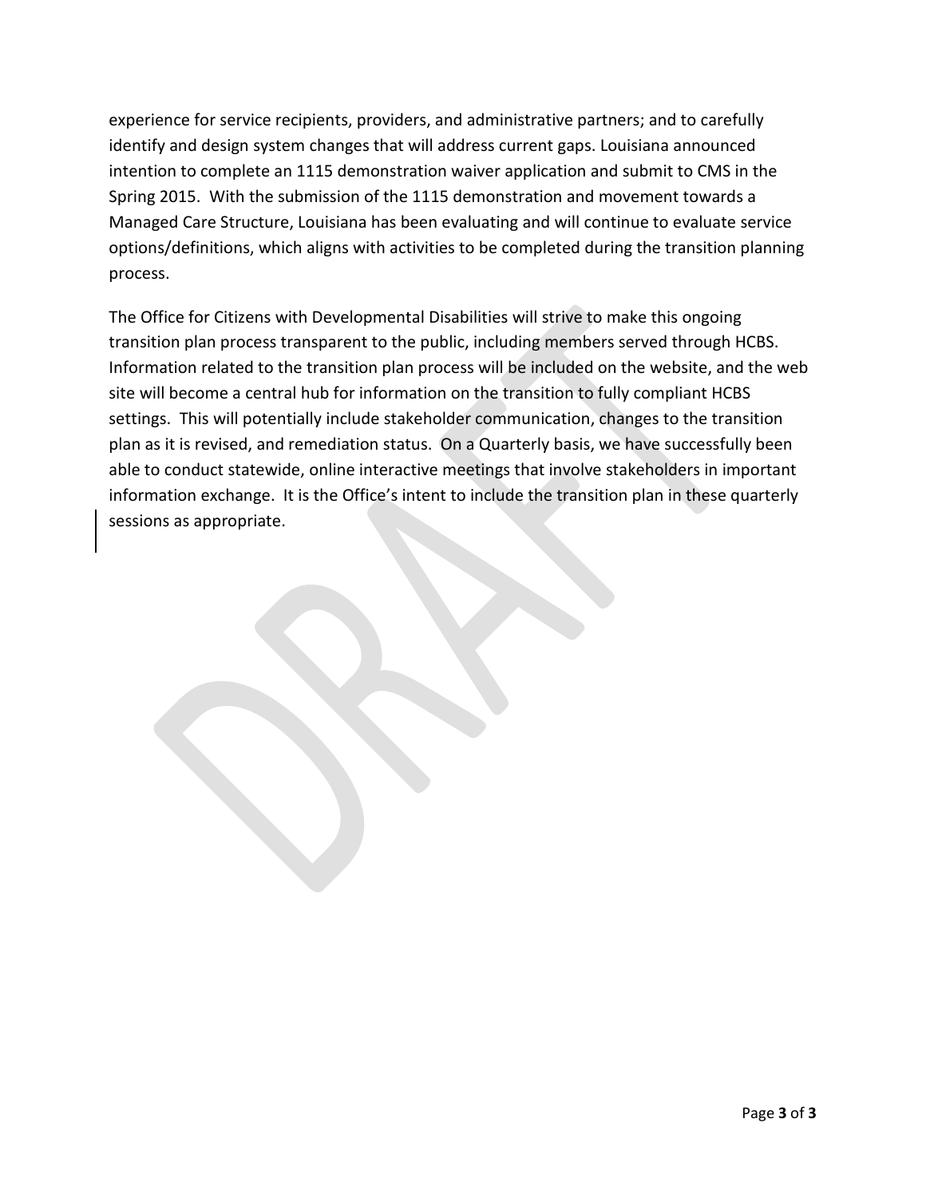experience for service recipients, providers, and administrative partners; and to carefully identify and design system changes that will address current gaps. Louisiana announced intention to complete an 1115 demonstration waiver application and submit to CMS in the Spring 2015. With the submission of the 1115 demonstration and movement towards a Managed Care Structure, Louisiana has been evaluating and will continue to evaluate service options/definitions, which aligns with activities to be completed during the transition planning process.

The Office for Citizens with Developmental Disabilities will strive to make this ongoing transition plan process transparent to the public, including members served through HCBS. Information related to the transition plan process will be included on the website, and the web site will become a central hub for information on the transition to fully compliant HCBS settings. This will potentially include stakeholder communication, changes to the transition plan as it is revised, and remediation status. On a Quarterly basis, we have successfully been able to conduct statewide, online interactive meetings that involve stakeholders in important information exchange. It is the Office's intent to include the transition plan in these quarterly sessions as appropriate.